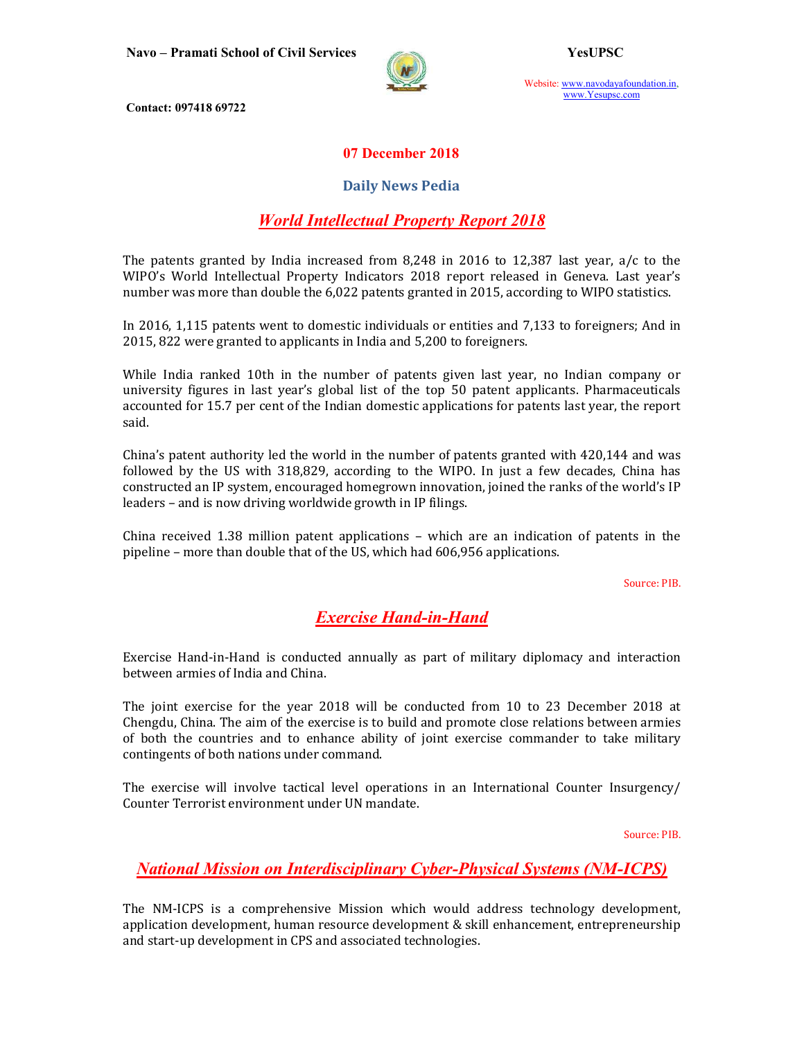Navo – Pramati School of Civil Services

YesUPSC

Website: www.navodayafoundation.in, www.Yesupsc.com

Contact: 097418 69722

**07 December 2018**

**Daily News Pedia**

## *World Intellectual Property Report 2018*

The patents granted by India increased from 8,248 in 2016 to 12,387 last year, a/c to the WIPO's World Intellectual Property Indicators 2018 report released in Geneva. Last year's number was more than double the 6,022 patents granted in 2015, according to WIPO statistics.

In 2016, 1,115 patents went to domestic individuals or entities and 7,133 to foreigners; And in 2015, 822 were granted to applicants in India and 5,200 to foreigners.

While India ranked 10th in the number of patents given last year, no Indian company or university figures in last year's global list of the top 50 patent applicants. Pharmaceuticals accounted for 15.7 per cent of the Indian domestic applications for patents last year, the report said.

China's patent authority led the world in the number of patents granted with 420,144 and was followed by the US with 318,829, according to the WIPO. In just a few decades, China has constructed an IP system, encouraged homegrown innovation, joined the ranks of the world's IP leaders – and is now driving worldwide growth in IP filings.

China received 1.38 million patent applications – which are an indication of patents in the pipeline – more than double that of the US, which had 606,956 applications.

Source: PIB.

## *Exercise Hand-in-Hand*

Exercise Hand-in-Hand is conducted annually as part of military diplomacy and interaction between armies of India and China.

The joint exercise for the year 2018 will be conducted from 10 to 23 December 2018 at Chengdu, China. The aim of the exercise is to build and promote close relations between armies of both the countries and to enhance ability of joint exercise commander to take military contingents of both nations under command.

The exercise will involve tactical level operations in an International Counter Insurgency/ Counter Terrorist environment under UN mandate.

Source: PIB.

## *National Mission on Interdisciplinary Cyber-Physical Systems (NM-ICPS)*

The NM-ICPS is a comprehensive Mission which would address technology development, application development, human resource development & skill enhancement, entrepreneurship and start-up development in CPS and associated technologies.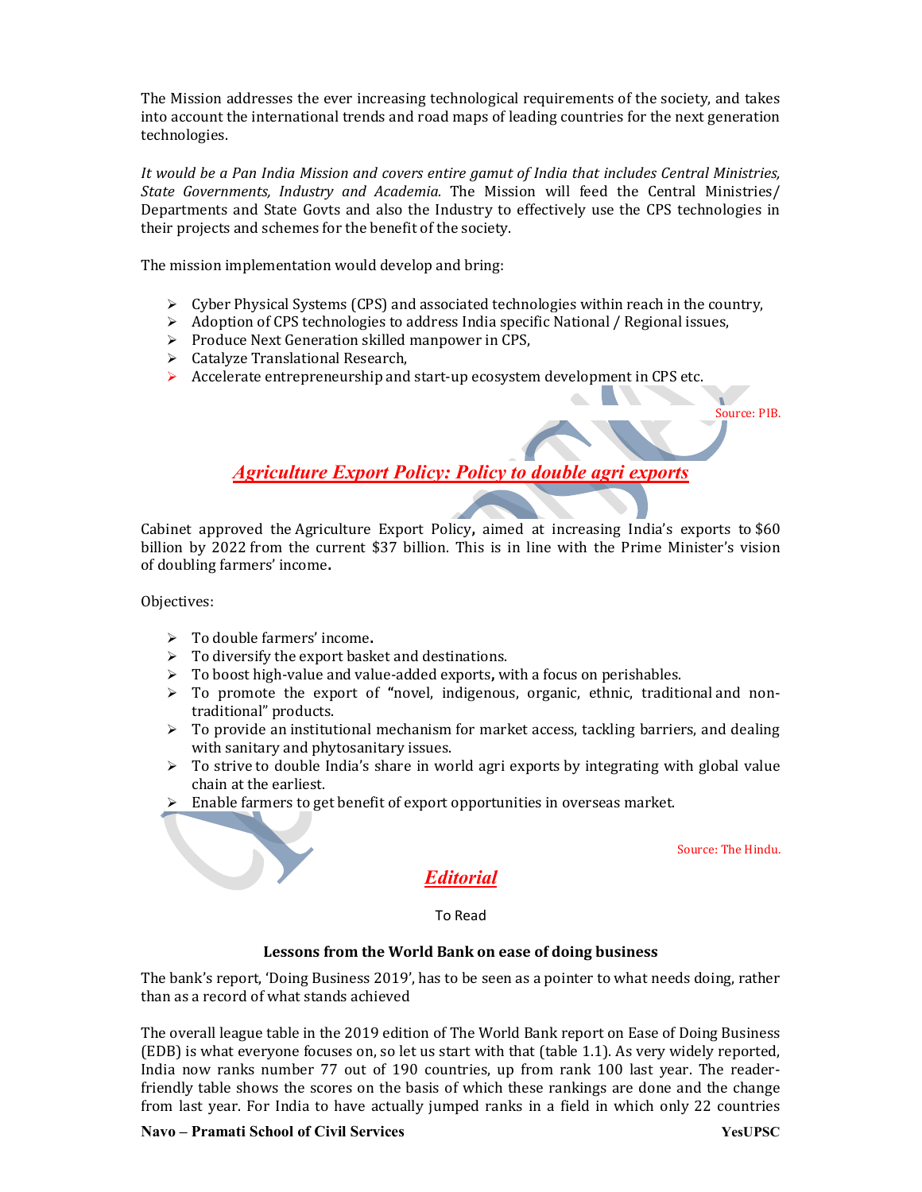The Mission addresses the ever increasing technological requirements of the society, and takes into account the international trends and road maps of leading countries for the next generation technologies.

*It would be a Pan India Mission and covers entire gamut of India that includes Central Ministries, State Governments, Industry and Academia.* The Mission will feed the Central Ministries/ Departments and State Govts and also the Industry to effectively use the CPS technologies in their projects and schemes for the benefit of the society.

The mission implementation would develop and bring:

- Cyber Physical Systems (CPS) and associated technologies within reach in the country,
- Adoption of CPS technologies to address India specific National / Regional issues,
- Produce Next Generation skilled manpower in CPS,
- Catalyze Translational Research,
- Accelerate entrepreneurship and start-up ecosystem development in CPS etc.

Source: PIB.

## *Agriculture Export Policy: Policy to double agri exports*

Cabinet approved the Agriculture Export Policy**,** aimed at increasing India's exports to $60 billion by 2022 from the current $37 billion. This is in line with the Prime Minister's vision of doubling farmers' income**.**

Objectives:

- To double farmers' income**.**
- To diversify the export basket and destinations.
- To boost high-value and value-added exports**,** with a focus on perishables.
- To promote the export of **"**novel, indigenous, organic, ethnic, traditional and non-traditional" products.
- To provide an institutional mechanism for market access, tackling barriers, and dealing with sanitary and phytosanitary issues.
- To strive to double India's share in world agri exports by integrating with global value chain at the earliest.
- Enable farmers to get benefit of export opportunities in overseas market.

Source: The Hindu.

## *Editorial*

To Read

### Lessons from the World Bank on ease of doing business

The bank's report, 'Doing Business 2019', has to be seen as a pointer to what needs doing, rather than as a record of what stands achieved

The overall league table in the 2019 edition of The World Bank report on Ease of Doing Business (EDB) is what everyone focuses on, so let us start with that (table 1.1). As very widely reported, India now ranks number 77 out of 190 countries, up from rank 100 last year. The reader-friendly table shows the scores on the basis of which these rankings are done and the change from last year. For India to have actually jumped ranks in a field in which only 22 countries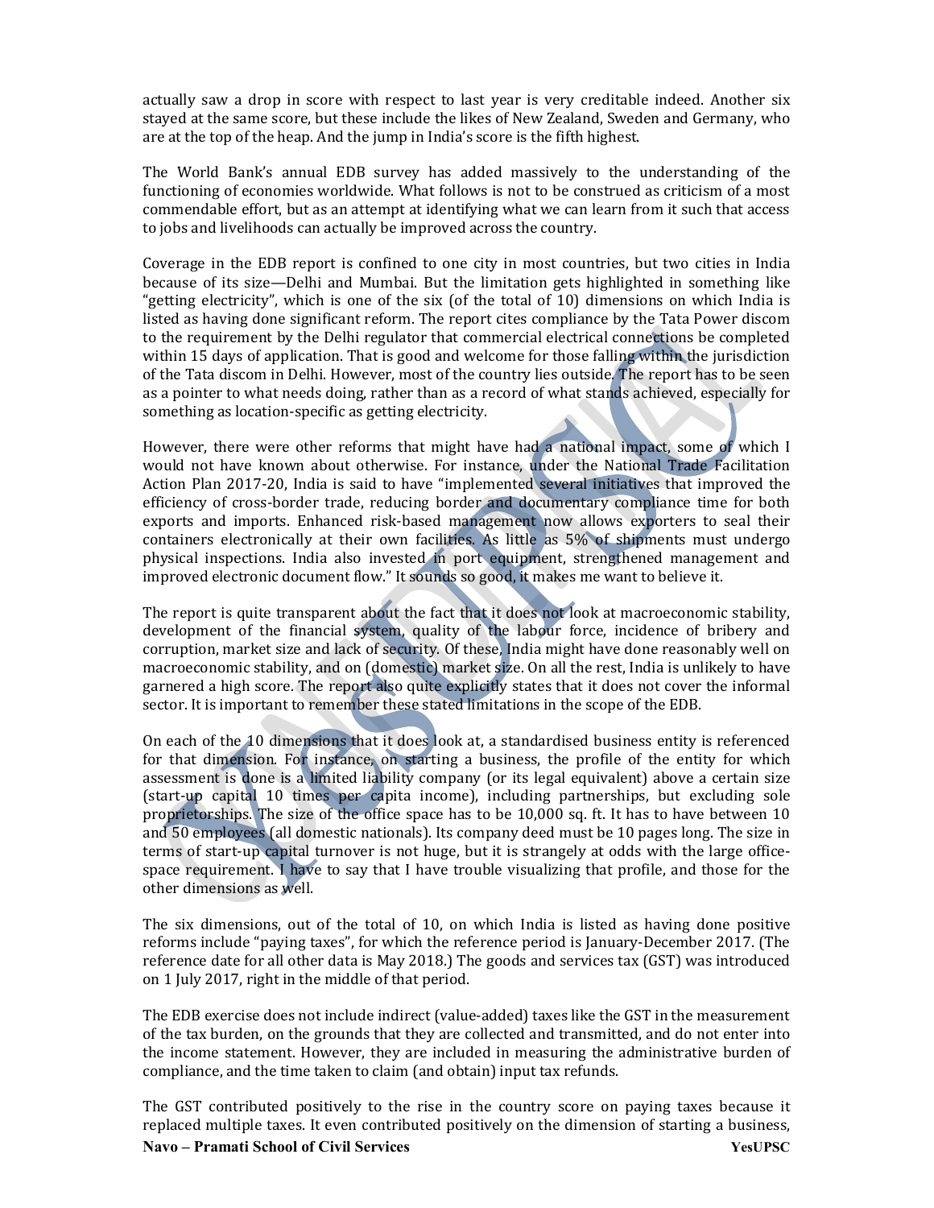actually saw a drop in score with respect to last year is very creditable indeed. Another six stayed at the same score, but these include the likes of New Zealand, Sweden and Germany, who are at the top of the heap. And the jump in India's score is the fifth highest.

The World Bank's annual EDB survey has added massively to the understanding of the functioning of economies worldwide. What follows is not to be construed as criticism of a most commendable effort, but as an attempt at identifying what we can learn from it such that access to jobs and livelihoods can actually be improved across the country.

Coverage in the EDB report is confined to one city in most countries, but two cities in India because of its size—Delhi and Mumbai. But the limitation gets highlighted in something like "getting electricity", which is one of the six (of the total of 10) dimensions on which India is listed as having done significant reform. The report cites compliance by the Tata Power discom to the requirement by the Delhi regulator that commercial electrical connections be completed within 15 days of application. That is good and welcome for those falling within the jurisdiction of the Tata discom in Delhi. However, most of the country lies outside. The report has to be seen as a pointer to what needs doing, rather than as a record of what stands achieved, especially for something as location-specific as getting electricity.

However, there were other reforms that might have had a national impact, some of which I would not have known about otherwise. For instance, under the National Trade Facilitation Action Plan 2017-20, India is said to have "implemented several initiatives that improved the efficiency of cross-border trade, reducing border and documentary compliance time for both exports and imports. Enhanced risk-based management now allows exporters to seal their containers electronically at their own facilities. As little as 5% of shipments must undergo physical inspections. India also invested in port equipment, strengthened management and improved electronic document flow." It sounds so good, it makes me want to believe it.

The report is quite transparent about the fact that it does not look at macroeconomic stability, development of the financial system, quality of the labour force, incidence of bribery and corruption, market size and lack of security. Of these, India might have done reasonably well on macroeconomic stability, and on (domestic) market size. On all the rest, India is unlikely to have garnered a high score. The report also quite explicitly states that it does not cover the informal sector. It is important to remember these stated limitations in the scope of the EDB.

On each of the 10 dimensions that it does look at, a standardised business entity is referenced for that dimension. For instance, on starting a business, the profile of the entity for which assessment is done is a limited liability company (or its legal equivalent) above a certain size (start-up capital 10 times per capita income), including partnerships, but excluding sole proprietorships. The size of the office space has to be 10,000 sq. ft. It has to have between 10 and 50 employees (all domestic nationals). Its company deed must be 10 pages long. The size in terms of start-up capital turnover is not huge, but it is strangely at odds with the large office-space requirement. I have to say that I have trouble visualizing that profile, and those for the other dimensions as well.

The six dimensions, out of the total of 10, on which India is listed as having done positive reforms include "paying taxes", for which the reference period is January-December 2017. (The reference date for all other data is May 2018.) The goods and services tax (GST) was introduced on 1 July 2017, right in the middle of that period.

The EDB exercise does not include indirect (value-added) taxes like the GST in the measurement of the tax burden, on the grounds that they are collected and transmitted, and do not enter into the income statement. However, they are included in measuring the administrative burden of compliance, and the time taken to claim (and obtain) input tax refunds.

The GST contributed positively to the rise in the country score on paying taxes because it replaced multiple taxes. It even contributed positively on the dimension of starting a business,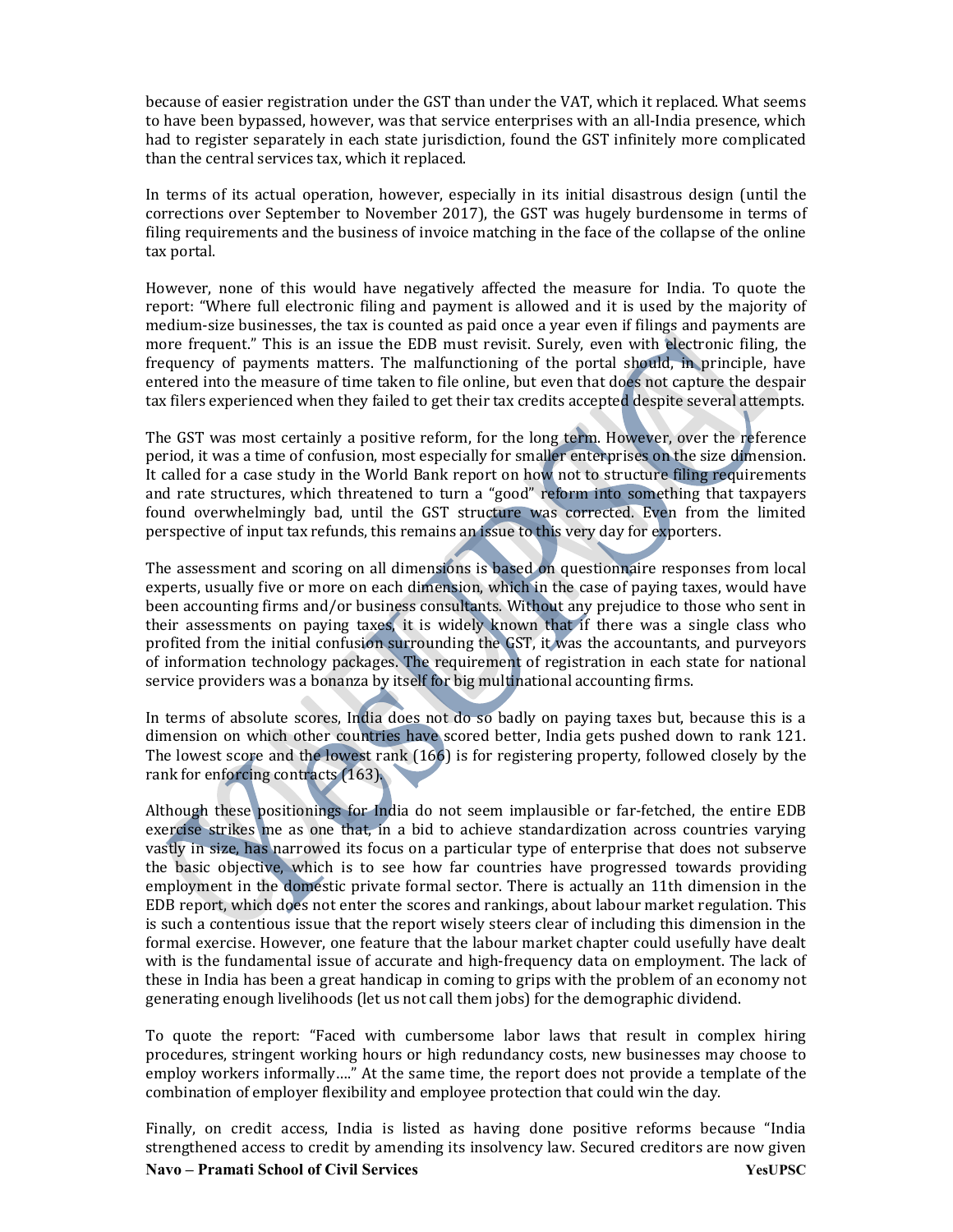because of easier registration under the GST than under the VAT, which it replaced. What seems to have been bypassed, however, was that service enterprises with an all-India presence, which had to register separately in each state jurisdiction, found the GST infinitely more complicated than the central services tax, which it replaced.

In terms of its actual operation, however, especially in its initial disastrous design (until the corrections over September to November 2017), the GST was hugely burdensome in terms of filing requirements and the business of invoice matching in the face of the collapse of the online tax portal.

However, none of this would have negatively affected the measure for India. To quote the report: "Where full electronic filing and payment is allowed and it is used by the majority of medium-size businesses, the tax is counted as paid once a year even if filings and payments are more frequent." This is an issue the EDB must revisit. Surely, even with electronic filing, the frequency of payments matters. The malfunctioning of the portal should, in principle, have entered into the measure of time taken to file online, but even that does not capture the despair tax filers experienced when they failed to get their tax credits accepted despite several attempts.

The GST was most certainly a positive reform, for the long term. However, over the reference period, it was a time of confusion, most especially for smaller enterprises on the size dimension. It called for a case study in the World Bank report on how not to structure filing requirements and rate structures, which threatened to turn a "good" reform into something that taxpayers found overwhelmingly bad, until the GST structure was corrected. Even from the limited perspective of input tax refunds, this remains an issue to this very day for exporters.

The assessment and scoring on all dimensions is based on questionnaire responses from local experts, usually five or more on each dimension, which in the case of paying taxes, would have been accounting firms and/or business consultants. Without any prejudice to those who sent in their assessments on paying taxes, it is widely known that if there was a single class who profited from the initial confusion surrounding the GST, it was the accountants, and purveyors of information technology packages. The requirement of registration in each state for national service providers was a bonanza by itself for big multinational accounting firms.

In terms of absolute scores, India does not do so badly on paying taxes but, because this is a dimension on which other countries have scored better, India gets pushed down to rank 121. The lowest score and the lowest rank (166) is for registering property, followed closely by the rank for enforcing contracts (163).

Although these positionings for India do not seem implausible or far-fetched, the entire EDB exercise strikes me as one that, in a bid to achieve standardization across countries varying vastly in size, has narrowed its focus on a particular type of enterprise that does not subserve the basic objective, which is to see how far countries have progressed towards providing employment in the domestic private formal sector. There is actually an 11th dimension in the EDB report, which does not enter the scores and rankings, about labour market regulation. This is such a contentious issue that the report wisely steers clear of including this dimension in the formal exercise. However, one feature that the labour market chapter could usefully have dealt with is the fundamental issue of accurate and high-frequency data on employment. The lack of these in India has been a great handicap in coming to grips with the problem of an economy not generating enough livelihoods (let us not call them jobs) for the demographic dividend.

To quote the report: "Faced with cumbersome labor laws that result in complex hiring procedures, stringent working hours or high redundancy costs, new businesses may choose to employ workers informally…." At the same time, the report does not provide a template of the combination of employer flexibility and employee protection that could win the day.

Finally, on credit access, India is listed as having done positive reforms because "India strengthened access to credit by amending its insolvency law. Secured creditors are now given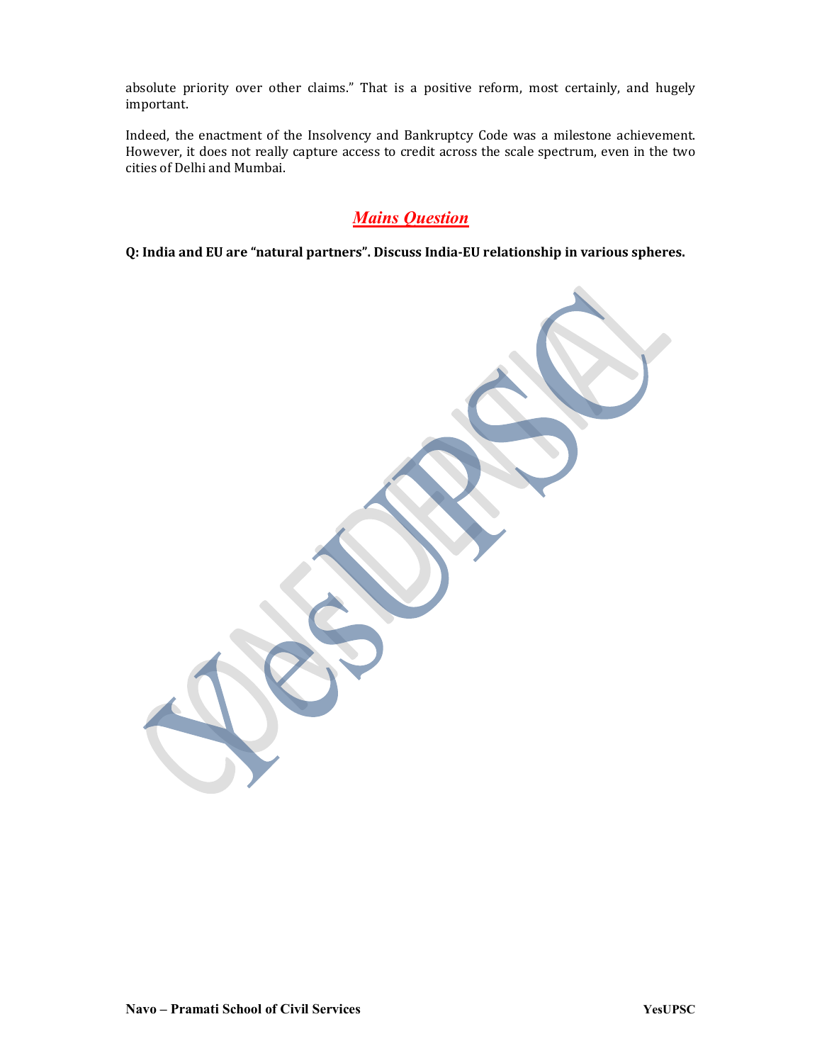absolute priority over other claims." That is a positive reform, most certainly, and hugely important.

Indeed, the enactment of the Insolvency and Bankruptcy Code was a milestone achievement. However, it does not really capture access to credit across the scale spectrum, even in the two cities of Delhi and Mumbai.

## *Mains Question*

**Q: India and EU are "natural partners". Discuss India-EU relationship in various spheres.**